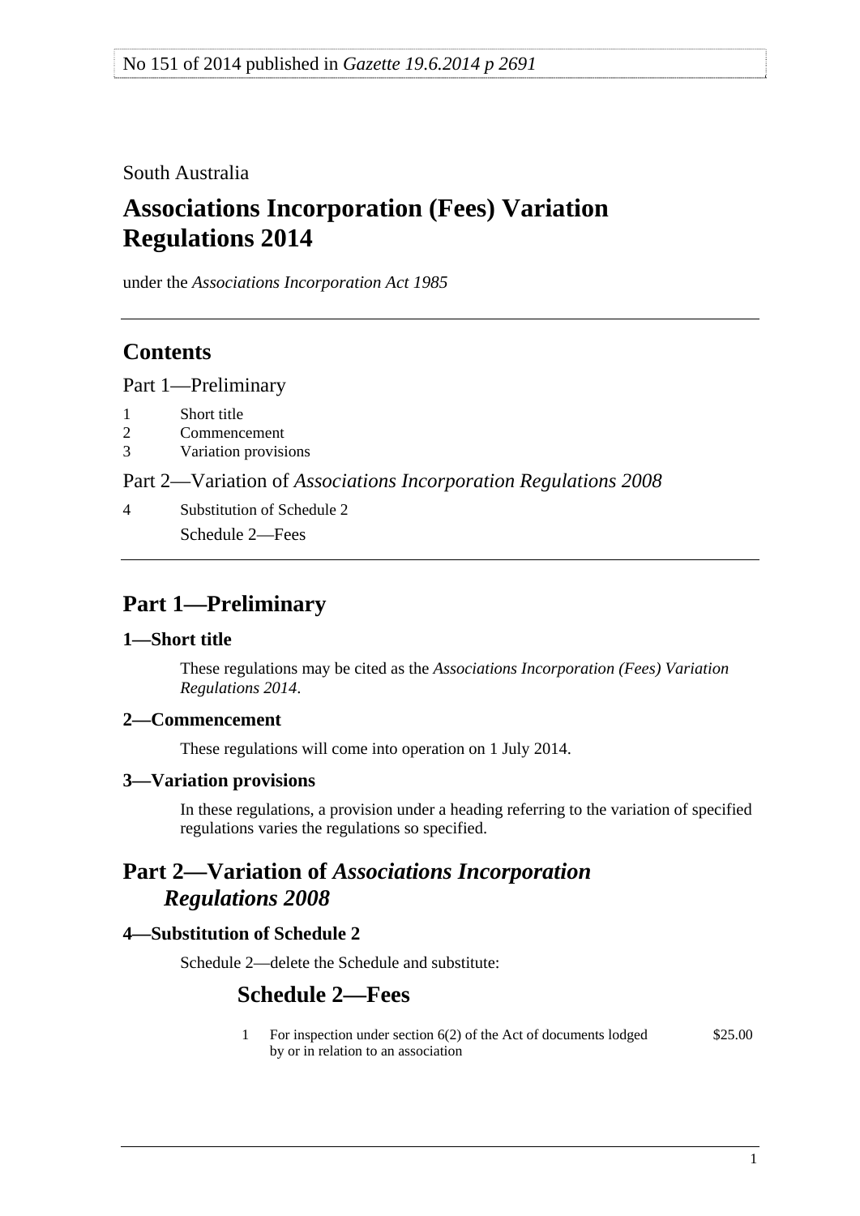No 151 of 2014 published in *Gazette 19.6.2014 p 2691*

South Australia

# Associations Incorporation (Fees) Variation Regulations 2014

under the *Associations Incorporation Act 1985*

## Contents

Part 1—Preliminary

1 Short title
2 Commencement
3 Variation provisions

Part 2—Variation of *Associations Incorporation Regulations 2008*

4 Substitution of Schedule 2
Schedule 2—Fees

## Part 1—Preliminary

### 1—Short title

These regulations may be cited as the *Associations Incorporation (Fees) Variation Regulations 2014*.

### 2—Commencement

These regulations will come into operation on 1 July 2014.

### 3—Variation provisions

In these regulations, a provision under a heading referring to the variation of specified regulations varies the regulations so specified.

## Part 2—Variation of *Associations Incorporation Regulations 2008*

### 4—Substitution of Schedule 2

Schedule 2—delete the Schedule and substitute:

## Schedule 2—Fees

| | | |
|---|---|---|
| 1 | For inspection under section 6(2) of the Act of documents lodged by or in relation to an association | $25.00 |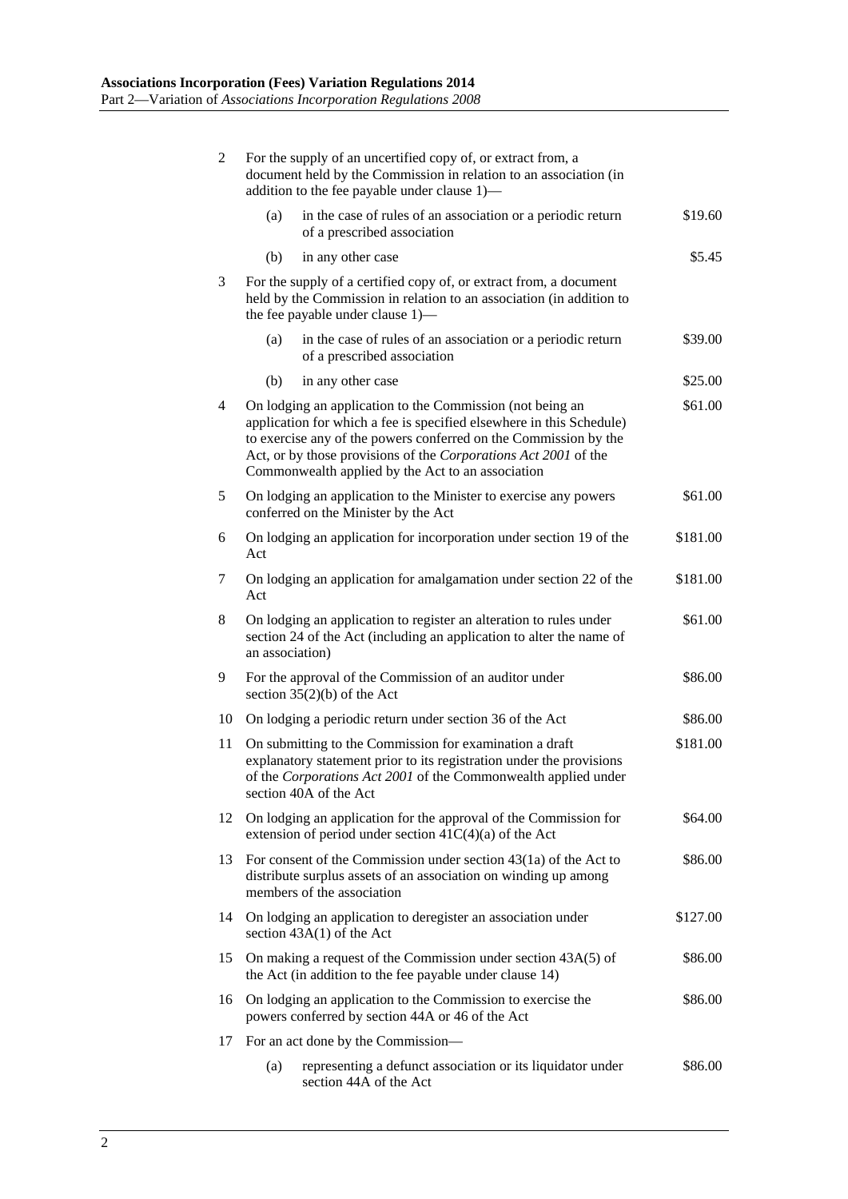| | | |
|---|---|---|
| 2 | For the supply of an uncertified copy of, or extract from, a document held by the Commission in relation to an association (in addition to the fee payable under clause 1)— | |
| | (a) in the case of rules of an association or a periodic return of a prescribed association | \$19.60 |
| | (b) in any other case | \$5.45 |
| 3 | For the supply of a certified copy of, or extract from, a document held by the Commission in relation to an association (in addition to the fee payable under clause 1)— | |
| | (a) in the case of rules of an association or a periodic return of a prescribed association | \$39.00 |
| | (b) in any other case | \$25.00 |
| 4 | On lodging an application to the Commission (not being an application for which a fee is specified elsewhere in this Schedule) to exercise any of the powers conferred on the Commission by the Act, or by those provisions of the *Corporations Act 2001* of the Commonwealth applied by the Act to an association | \$61.00 |
| 5 | On lodging an application to the Minister to exercise any powers conferred on the Minister by the Act | \$61.00 |
| 6 | On lodging an application for incorporation under section 19 of the Act | \$181.00 |
| 7 | On lodging an application for amalgamation under section 22 of the Act | \$181.00 |
| 8 | On lodging an application to register an alteration to rules under section 24 of the Act (including an application to alter the name of an association) | \$61.00 |
| 9 | For the approval of the Commission of an auditor under section 35(2)(b) of the Act | \$86.00 |
| 10 | On lodging a periodic return under section 36 of the Act | \$86.00 |
| 11 | On submitting to the Commission for examination a draft explanatory statement prior to its registration under the provisions of the *Corporations Act 2001* of the Commonwealth applied under section 40A of the Act | \$181.00 |
| 12 | On lodging an application for the approval of the Commission for extension of period under section 41C(4)(a) of the Act | \$64.00 |
| 13 | For consent of the Commission under section 43(1a) of the Act to distribute surplus assets of an association on winding up among members of the association | \$86.00 |
| 14 | On lodging an application to deregister an association under section 43A(1) of the Act | \$127.00 |
| 15 | On making a request of the Commission under section 43A(5) of the Act (in addition to the fee payable under clause 14) | \$86.00 |
| 16 | On lodging an application to the Commission to exercise the powers conferred by section 44A or 46 of the Act | \$86.00 |
| 17 | For an act done by the Commission— | |
| | (a) representing a defunct association or its liquidator under section 44A of the Act | \$86.00 |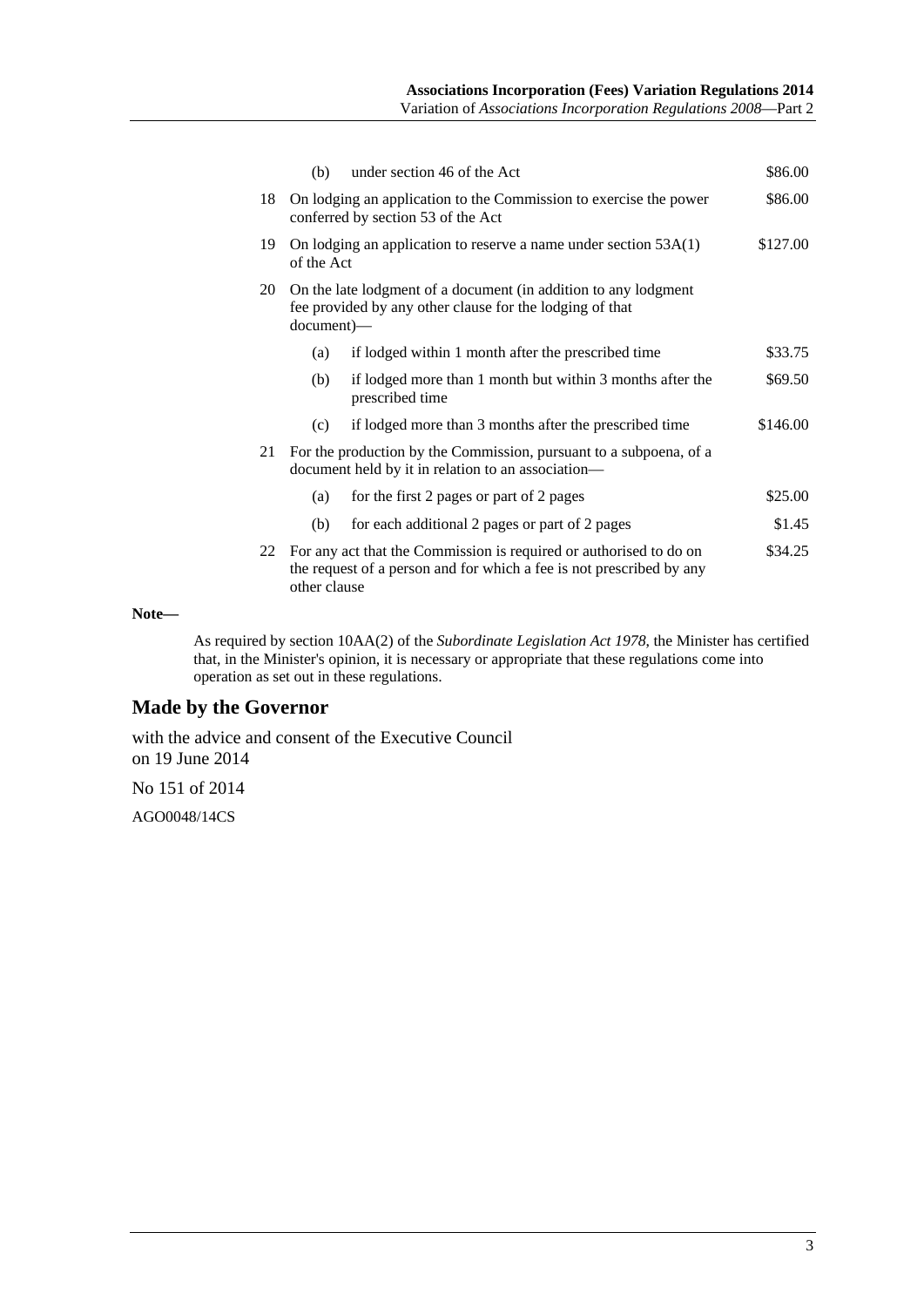| | | | |
|---|---|---|---|
| | (b) | under section 46 of the Act | \$86.00 |
| 18 | On lodging an application to the Commission to exercise the power conferred by section 53 of the Act | | \$86.00 |
| 19 | On lodging an application to reserve a name under section 53A(1) of the Act | | \$127.00 |
| 20 | On the late lodgment of a document (in addition to any lodgment fee provided by any other clause for the lodging of that document)— | | |
| | (a) | if lodged within 1 month after the prescribed time | \$33.75 |
| | (b) | if lodged more than 1 month but within 3 months after the prescribed time | \$69.50 |
| | (c) | if lodged more than 3 months after the prescribed time | \$146.00 |
| 21 | For the production by the Commission, pursuant to a subpoena, of a document held by it in relation to an association— | | |
| | (a) | for the first 2 pages or part of 2 pages | \$25.00 |
| | (b) | for each additional 2 pages or part of 2 pages | \$1.45 |
| 22 | For any act that the Commission is required or authorised to do on the request of a person and for which a fee is not prescribed by any other clause | | \$34.25 |

**Note—**

As required by section 10AA(2) of the *Subordinate Legislation Act 1978*, the Minister has certified that, in the Minister's opinion, it is necessary or appropriate that these regulations come into operation as set out in these regulations.

## Made by the Governor

with the advice and consent of the Executive Council on 19 June 2014

No 151 of 2014

AGO0048/14CS